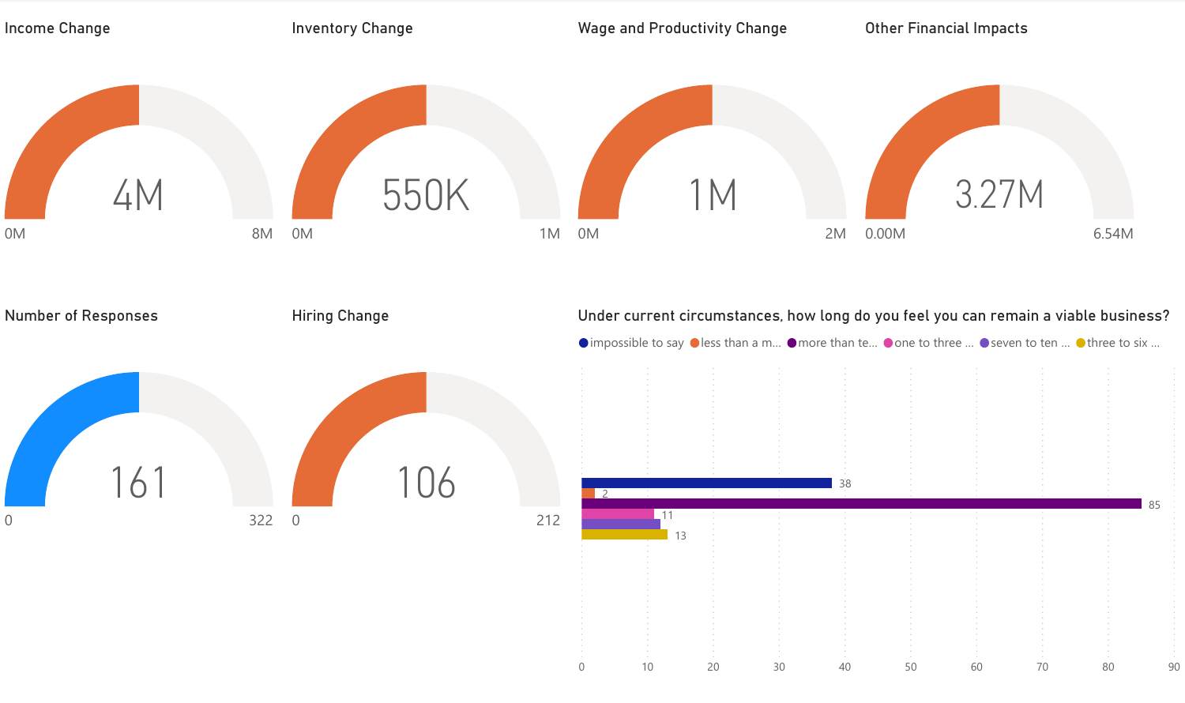## Income Change

4M

0M — 8M

## Inventory Change

550K

0M — 1M

## Wage and Productivity Change

1M

0M — 2M

## Other Financial Impacts

3.27M

0.00M — 6.54M

## Number of Responses

161

0 — 322

## Hiring Change

106

0 — 212

## Under current circumstances, how long do you feel you can remain a viable business?

| Response | Count |
| --- | --- |
| impossible to say | 38 |
| less than a m... | 2 |
| more than te... | 85 |
| one to three ... | 11 |
| seven to ten ... | |
| three to six ... | 13 |

Axis: 0, 10, 20, 30, 40, 50, 60, 70, 80, 90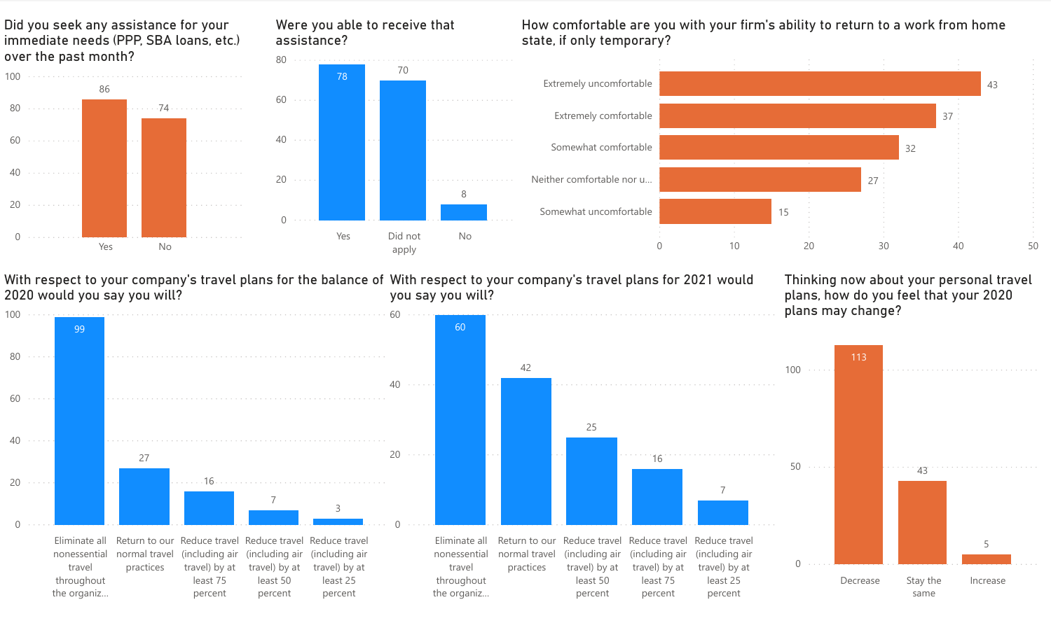Did you seek any assistance for your immediate needs (PPP, SBA loans, etc.) over the past month?

100
80
60
40
20
0

86
74

Yes
No

Were you able to receive that assistance?

80
60
40
20
0

78
70
8

Yes
Did not apply
No

How comfortable are you with your firm's ability to return to a work from home state, if only temporary?

Extremely uncomfortable 43
Extremely comfortable 37
Somewhat comfortable 32
Neither comfortable nor u... 27
Somewhat uncomfortable 15

0 10 20 30 40 50

With respect to your company's travel plans for the balance of 2020 would you say you will?

100
80
60
40
20
0

99
27
16
7
3

Eliminate all nonessential travel throughout the organiz...
Return to our normal travel practices
Reduce travel (including air travel) by at least 75 percent
Reduce travel (including air travel) by at least 50 percent
Reduce travel (including air travel) by at least 25 percent

With respect to your company's travel plans for 2021 would you say you will?

60
40
20
0

60
42
25
16
7

Eliminate all nonessential travel throughout the organiz...
Return to our normal travel practices
Reduce travel (including air travel) by at least 50 percent
Reduce travel (including air travel) by at least 75 percent
Reduce travel (including air travel) by at least 25 percent

Thinking now about your personal travel plans, how do you feel that your 2020 plans may change?

100
50
0

113
43
5

Decrease
Stay the same
Increase